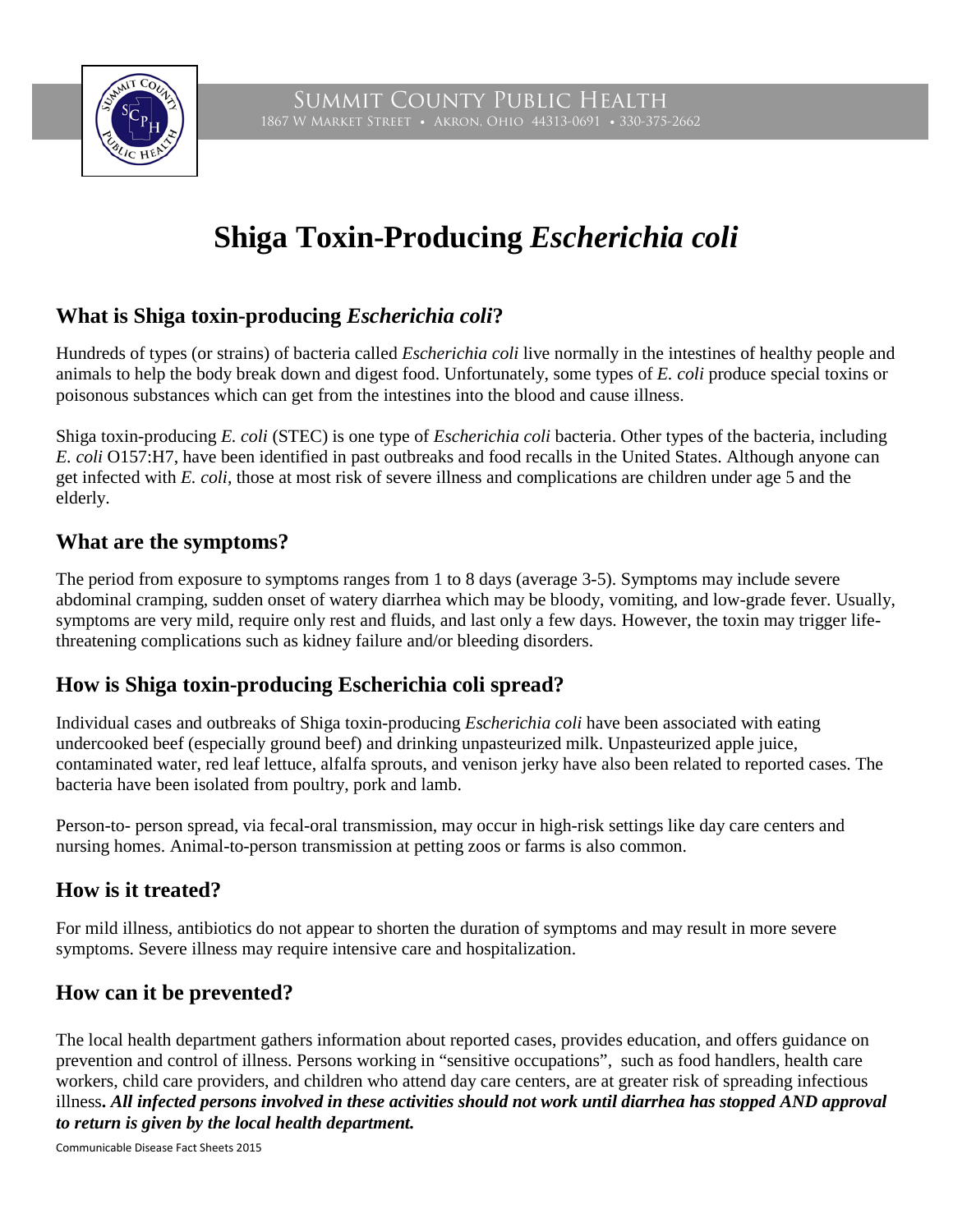Summit County Public Health
1867 W Market Street • Akron, Ohio 44313-0691 • 330-375-2662

# Shiga Toxin-Producing *Escherichia coli*

## What is Shiga toxin-producing *Escherichia coli*?

Hundreds of types (or strains) of bacteria called *Escherichia coli* live normally in the intestines of healthy people and animals to help the body break down and digest food. Unfortunately, some types of *E. coli* produce special toxins or poisonous substances which can get from the intestines into the blood and cause illness.

Shiga toxin-producing *E. coli* (STEC) is one type of *Escherichia coli* bacteria. Other types of the bacteria, including *E. coli* O157:H7, have been identified in past outbreaks and food recalls in the United States. Although anyone can get infected with *E. coli*, those at most risk of severe illness and complications are children under age 5 and the elderly.

## What are the symptoms?

The period from exposure to symptoms ranges from 1 to 8 days (average 3-5). Symptoms may include severe abdominal cramping, sudden onset of watery diarrhea which may be bloody, vomiting, and low-grade fever. Usually, symptoms are very mild, require only rest and fluids, and last only a few days. However, the toxin may trigger life-threatening complications such as kidney failure and/or bleeding disorders.

## How is Shiga toxin-producing Escherichia coli spread?

Individual cases and outbreaks of Shiga toxin-producing *Escherichia coli* have been associated with eating undercooked beef (especially ground beef) and drinking unpasteurized milk. Unpasteurized apple juice, contaminated water, red leaf lettuce, alfalfa sprouts, and venison jerky have also been related to reported cases. The bacteria have been isolated from poultry, pork and lamb.

Person-to- person spread, via fecal-oral transmission, may occur in high-risk settings like day care centers and nursing homes. Animal-to-person transmission at petting zoos or farms is also common.

## How is it treated?

For mild illness, antibiotics do not appear to shorten the duration of symptoms and may result in more severe symptoms. Severe illness may require intensive care and hospitalization.

## How can it be prevented?

The local health department gathers information about reported cases, provides education, and offers guidance on prevention and control of illness. Persons working in "sensitive occupations", such as food handlers, health care workers, child care providers, and children who attend day care centers, are at greater risk of spreading infectious illness**. *All infected persons involved in these activities should not work until diarrhea has stopped AND approval to return is given by the local health department.***

Communicable Disease Fact Sheets 2015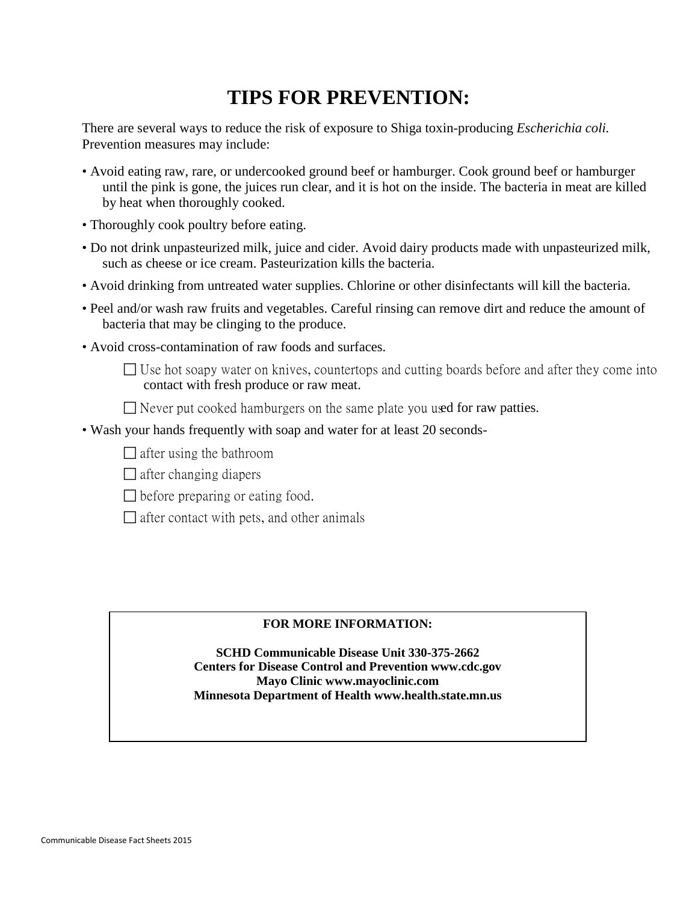# TIPS FOR PREVENTION:

There are several ways to reduce the risk of exposure to Shiga toxin-producing *Escherichia coli.* Prevention measures may include:

- Avoid eating raw, rare, or undercooked ground beef or hamburger. Cook ground beef or hamburger until the pink is gone, the juices run clear, and it is hot on the inside. The bacteria in meat are killed by heat when thoroughly cooked.
- Thoroughly cook poultry before eating.
- Do not drink unpasteurized milk, juice and cider. Avoid dairy products made with unpasteurized milk, such as cheese or ice cream. Pasteurization kills the bacteria.
- Avoid drinking from untreated water supplies. Chlorine or other disinfectants will kill the bacteria.
- Peel and/or wash raw fruits and vegetables. Careful rinsing can remove dirt and reduce the amount of bacteria that may be clinging to the produce.
- Avoid cross-contamination of raw foods and surfaces.
  - ☐ Use hot soapy water on knives, countertops and cutting boards before and after they come into contact with fresh produce or raw meat.
  - ☐ Never put cooked hamburgers on the same plate you used for raw patties.
- Wash your hands frequently with soap and water for at least 20 seconds-
  - ☐ after using the bathroom
  - ☐ after changing diapers
  - ☐ before preparing or eating food.
  - ☐ after contact with pets, and other animals

**FOR MORE INFORMATION:**

**SCHD Communicable Disease Unit 330-375-2662**
**Centers for Disease Control and Prevention www.cdc.gov**
**Mayo Clinic www.mayoclinic.com**
**Minnesota Department of Health www.health.state.mn.us**